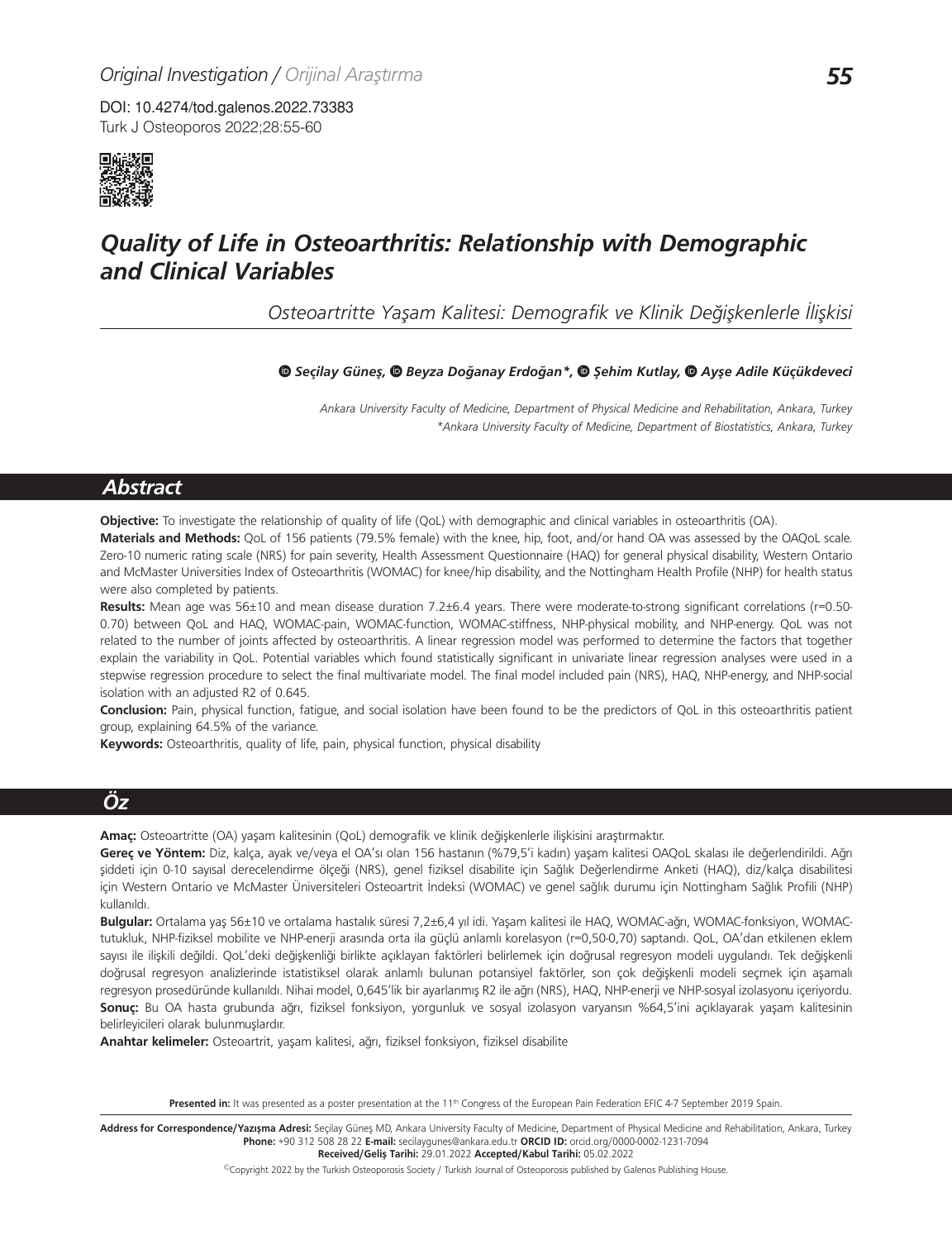Original Investigation / Orijinal Araştırma

DOI: 10.4274/tod.galenos.2022.73383

# Quality of Life in Osteoarthritis: Relationship with Demographic and Clinical Variables

## Osteoartritte Yaşam Kalitesi: Demografik ve Klinik Değişkenlerle İlişkisi

**Seçilay Güneş, Beyza Doğanay Erdoğan*, Şehim Kutlay, Ayşe Adile Küçükdeveci**

*Ankara University Faculty of Medicine, Department of Physical Medicine and Rehabilitation, Ankara, Turkey*
*\*Ankara University Faculty of Medicine, Department of Biostatistics, Ankara, Turkey*

## Abstract

**Objective:** To investigate the relationship of quality of life (QoL) with demographic and clinical variables in osteoarthritis (OA).

**Materials and Methods:** QoL of 156 patients (79.5% female) with the knee, hip, foot, and/or hand OA was assessed by the OAQoL scale. Zero-10 numeric rating scale (NRS) for pain severity, Health Assessment Questionnaire (HAQ) for general physical disability, Western Ontario and McMaster Universities Index of Osteoarthritis (WOMAC) for knee/hip disability, and the Nottingham Health Profile (NHP) for health status were also completed by patients.

**Results:** Mean age was 56±10 and mean disease duration 7.2±6.4 years. There were moderate-to-strong significant correlations (r=0.50-0.70) between QoL and HAQ, WOMAC-pain, WOMAC-function, WOMAC-stiffness, NHP-physical mobility, and NHP-energy. QoL was not related to the number of joints affected by osteoarthritis. A linear regression model was performed to determine the factors that together explain the variability in QoL. Potential variables which found statistically significant in univariate linear regression analyses were used in a stepwise regression procedure to select the final multivariate model. The final model included pain (NRS), HAQ, NHP-energy, and NHP-social isolation with an adjusted R2 of 0.645.

**Conclusion:** Pain, physical function, fatigue, and social isolation have been found to be the predictors of QoL in this osteoarthritis patient group, explaining 64.5% of the variance.

**Keywords:** Osteoarthritis, quality of life, pain, physical function, physical disability

## Öz

**Amaç:** Osteoartritte (OA) yaşam kalitesinin (QoL) demografik ve klinik değişkenlerle ilişkisini araştırmaktır.

**Gereç ve Yöntem:** Diz, kalça, ayak ve/veya el OA'sı olan 156 hastanın (%79,5'i kadın) yaşam kalitesi OAQoL skalası ile değerlendirildi. Ağrı şiddeti için 0-10 sayısal derecelendirme ölçeği (NRS), genel fiziksel disabilite için Sağlık Değerlendirme Anketi (HAQ), diz/kalça disabilitesi için Western Ontario ve McMaster Üniversiteleri Osteoartrit İndeksi (WOMAC) ve genel sağlık durumu için Nottingham Sağlık Profili (NHP) kullanıldı.

**Bulgular:** Ortalama yaş 56±10 ve ortalama hastalık süresi 7,2±6,4 yıl idi. Yaşam kalitesi ile HAQ, WOMAC-ağrı, WOMAC-fonksiyon, WOMAC-tutukluk, NHP-fiziksel mobilite ve NHP-enerji arasında orta ila güçlü anlamlı korelasyon (r=0,50-0,70) saptandı. QoL, OA'dan etkilenen eklem sayısı ile ilişkili değildi. QoL'deki değişkenliği birlikte açıklayan faktörleri belirlemek için doğrusal regresyon modeli uygulandı. Tek değişkenli doğrusal regresyon analizlerinde istatistiksel olarak anlamlı bulunan potansiyel faktörler, son çok değişkenli modeli seçmek için aşamalı regresyon prosedüründe kullanıldı. Nihai model, 0,645'lik bir ayarlanmış R2 ile ağrı (NRS), HAQ, NHP-enerji ve NHP-sosyal izolasyonu içeriyordu.

**Sonuç:** Bu OA hasta grubunda ağrı, fiziksel fonksiyon, yorgunluk ve sosyal izolasyon varyansın %64,5'ini açıklayarak yaşam kalitesinin belirleyicileri olarak bulunmuşlardır.

**Anahtar kelimeler:** Osteoartrit, yaşam kalitesi, ağrı, fiziksel fonksiyon, fiziksel disabilite

**Presented in:** It was presented as a poster presentation at the 11th Congress of the European Pain Federation EFIC 4-7 September 2019 Spain.

**Address for Correspondence/Yazışma Adresi:** Seçilay Güneş MD, Ankara University Faculty of Medicine, Department of Physical Medicine and Rehabilitation, Ankara, Turkey
**Phone:** +90 312 508 28 22 **E-mail:** secilaygunes@ankara.edu.tr **ORCID ID:** orcid.org/0000-0002-1231-7094
**Received/Geliş Tarihi:** 29.01.2022 **Accepted/Kabul Tarihi:** 05.02.2022

©Copyright 2022 by the Turkish Osteoporosis Society / Turkish Journal of Osteoporosis published by Galenos Publishing House.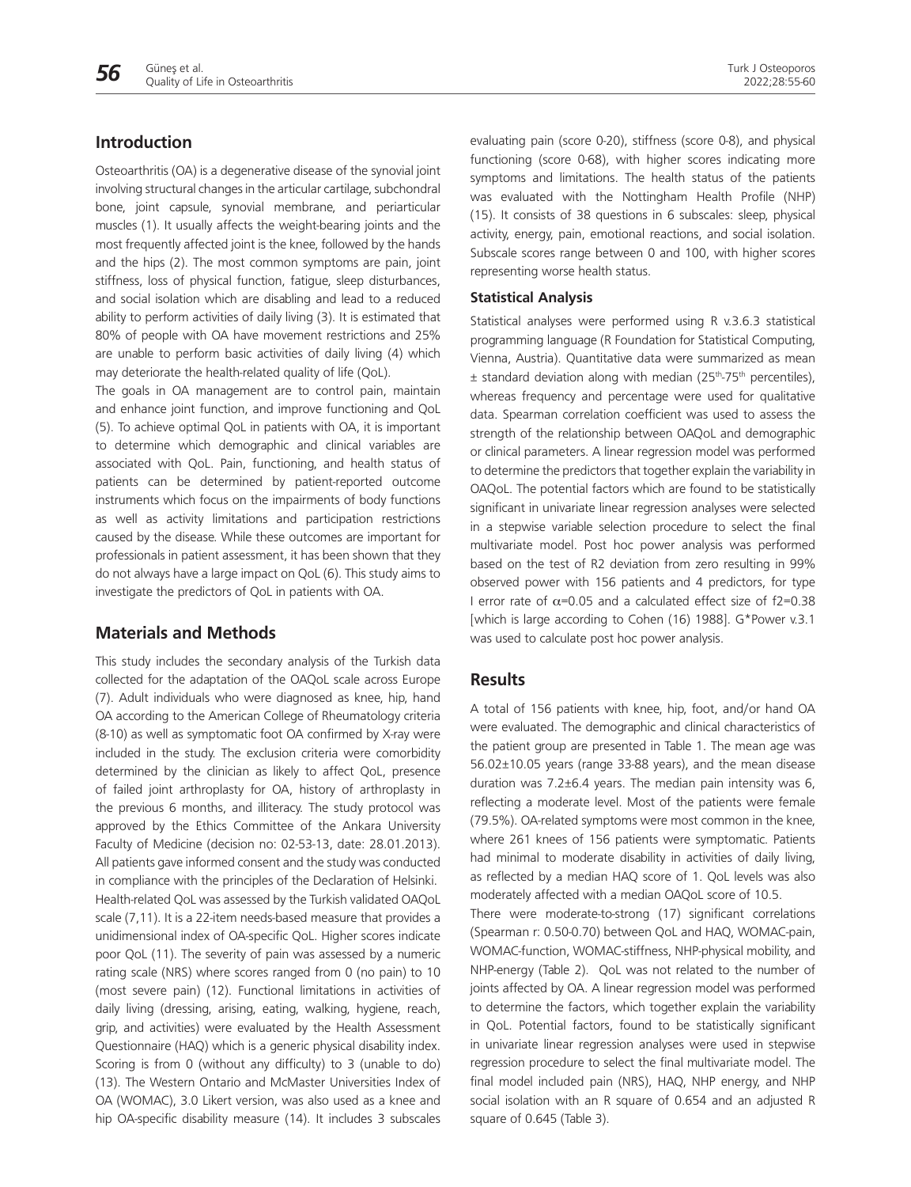## Introduction

Osteoarthritis (OA) is a degenerative disease of the synovial joint involving structural changes in the articular cartilage, subchondral bone, joint capsule, synovial membrane, and periarticular muscles (1). It usually affects the weight-bearing joints and the most frequently affected joint is the knee, followed by the hands and the hips (2). The most common symptoms are pain, joint stiffness, loss of physical function, fatigue, sleep disturbances, and social isolation which are disabling and lead to a reduced ability to perform activities of daily living (3). It is estimated that 80% of people with OA have movement restrictions and 25% are unable to perform basic activities of daily living (4) which may deteriorate the health-related quality of life (QoL).

The goals in OA management are to control pain, maintain and enhance joint function, and improve functioning and QoL (5). To achieve optimal QoL in patients with OA, it is important to determine which demographic and clinical variables are associated with QoL. Pain, functioning, and health status of patients can be determined by patient-reported outcome instruments which focus on the impairments of body functions as well as activity limitations and participation restrictions caused by the disease. While these outcomes are important for professionals in patient assessment, it has been shown that they do not always have a large impact on QoL (6). This study aims to investigate the predictors of QoL in patients with OA.

## Materials and Methods

This study includes the secondary analysis of the Turkish data collected for the adaptation of the OAQoL scale across Europe (7). Adult individuals who were diagnosed as knee, hip, hand OA according to the American College of Rheumatology criteria (8-10) as well as symptomatic foot OA confirmed by X-ray were included in the study. The exclusion criteria were comorbidity determined by the clinician as likely to affect QoL, presence of failed joint arthroplasty for OA, history of arthroplasty in the previous 6 months, and illiteracy. The study protocol was approved by the Ethics Committee of the Ankara University Faculty of Medicine (decision no: 02-53-13, date: 28.01.2013). All patients gave informed consent and the study was conducted in compliance with the principles of the Declaration of Helsinki.

Health-related QoL was assessed by the Turkish validated OAQoL scale (7,11). It is a 22-item needs-based measure that provides a unidimensional index of OA-specific QoL. Higher scores indicate poor QoL (11). The severity of pain was assessed by a numeric rating scale (NRS) where scores ranged from 0 (no pain) to 10 (most severe pain) (12). Functional limitations in activities of daily living (dressing, arising, eating, walking, hygiene, reach, grip, and activities) were evaluated by the Health Assessment Questionnaire (HAQ) which is a generic physical disability index. Scoring is from 0 (without any difficulty) to 3 (unable to do) (13). The Western Ontario and McMaster Universities Index of OA (WOMAC), 3.0 Likert version, was also used as a knee and hip OA-specific disability measure (14). It includes 3 subscales evaluating pain (score 0-20), stiffness (score 0-8), and physical functioning (score 0-68), with higher scores indicating more symptoms and limitations. The health status of the patients was evaluated with the Nottingham Health Profile (NHP) (15). It consists of 38 questions in 6 subscales: sleep, physical activity, energy, pain, emotional reactions, and social isolation. Subscale scores range between 0 and 100, with higher scores representing worse health status.

### Statistical Analysis

Statistical analyses were performed using R v.3.6.3 statistical programming language (R Foundation for Statistical Computing, Vienna, Austria). Quantitative data were summarized as mean ± standard deviation along with median (25th-75th percentiles), whereas frequency and percentage were used for qualitative data. Spearman correlation coefficient was used to assess the strength of the relationship between OAQoL and demographic or clinical parameters. A linear regression model was performed to determine the predictors that together explain the variability in OAQoL. The potential factors which are found to be statistically significant in univariate linear regression analyses were selected in a stepwise variable selection procedure to select the final multivariate model. Post hoc power analysis was performed based on the test of R2 deviation from zero resulting in 99% observed power with 156 patients and 4 predictors, for type I error rate of $\alpha$=0.05 and a calculated effect size of $f^2$=0.38 [which is large according to Cohen (16) 1988]. G*Power v.3.1 was used to calculate post hoc power analysis.

## Results

A total of 156 patients with knee, hip, foot, and/or hand OA were evaluated. The demographic and clinical characteristics of the patient group are presented in Table 1. The mean age was 56.02±10.05 years (range 33-88 years), and the mean disease duration was 7.2±6.4 years. The median pain intensity was 6, reflecting a moderate level. Most of the patients were female (79.5%). OA-related symptoms were most common in the knee, where 261 knees of 156 patients were symptomatic. Patients had minimal to moderate disability in activities of daily living, as reflected by a median HAQ score of 1. QoL levels was also moderately affected with a median OAQoL score of 10.5.

There were moderate-to-strong (17) significant correlations (Spearman r: 0.50-0.70) between QoL and HAQ, WOMAC-pain, WOMAC-function, WOMAC-stiffness, NHP-physical mobility, and NHP-energy (Table 2). QoL was not related to the number of joints affected by OA. A linear regression model was performed to determine the factors, which together explain the variability in QoL. Potential factors, found to be statistically significant in univariate linear regression analyses were used in stepwise regression procedure to select the final multivariate model. The final model included pain (NRS), HAQ, NHP energy, and NHP social isolation with an R square of 0.654 and an adjusted R square of 0.645 (Table 3).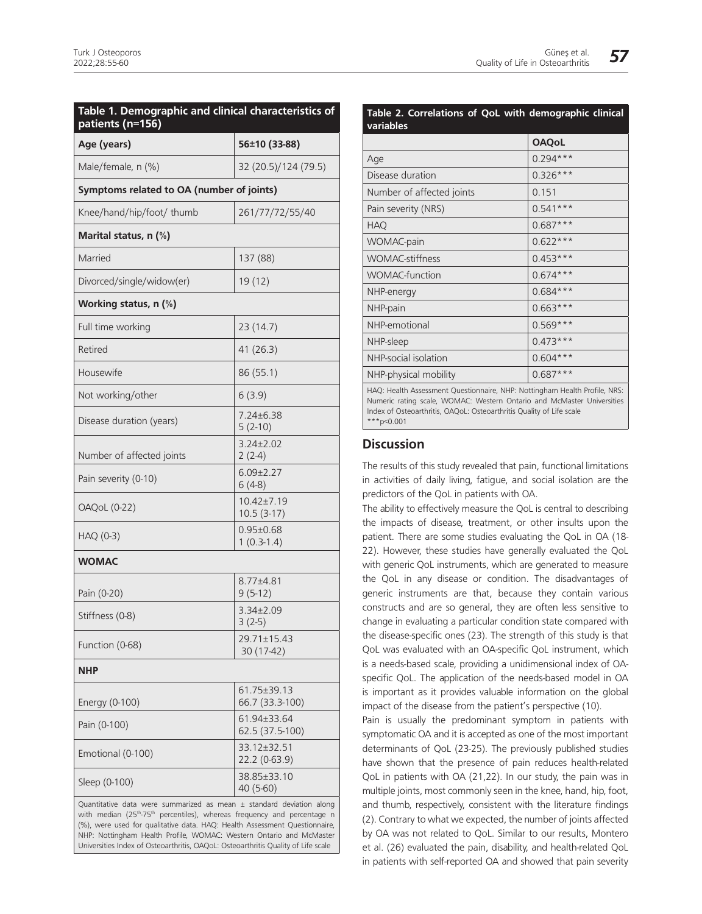**Table 1. Demographic and clinical characteristics of patients (n=156)**

| Age (years) | 56±10 (33-88) |
|---|---|
| Male/female, n (%) | 32 (20.5)/124 (79.5) |
| **Symptoms related to OA (number of joints)** | |
| Knee/hand/hip/foot/ thumb | 261/77/72/55/40 |
| **Marital status, n (%)** | |
| Married | 137 (88) |
| Divorced/single/widow(er) | 19 (12) |
| **Working status, n (%)** | |
| Full time working | 23 (14.7) |
| Retired | 41 (26.3) |
| Housewife | 86 (55.1) |
| Not working/other | 6 (3.9) |
| Disease duration (years) | 7.24±6.38<br>5 (2-10) |
| Number of affected joints | 3.24±2.02<br>2 (2-4) |
| Pain severity (0-10) | 6.09±2.27<br>6 (4-8) |
| OAQoL (0-22) | 10.42±7.19<br>10.5 (3-17) |
| HAQ (0-3) | 0.95±0.68<br>1 (0.3-1.4) |
| **WOMAC** | |
| Pain (0-20) | 8.77±4.81<br>9 (5-12) |
| Stiffness (0-8) | 3.34±2.09<br>3 (2-5) |
| Function (0-68) | 29.71±15.43<br>30 (17-42) |
| **NHP** | |
| Energy (0-100) | 61.75±39.13<br>66.7 (33.3-100) |
| Pain (0-100) | 61.94±33.64<br>62.5 (37.5-100) |
| Emotional (0-100) | 33.12±32.51<br>22.2 (0-63.9) |
| Sleep (0-100) | 38.85±33.10<br>40 (5-60) |

Quantitative data were summarized as mean ± standard deviation along with median (25th-75th percentiles), whereas frequency and percentage n (%), were used for qualitative data. HAQ: Health Assessment Questionnaire, NHP: Nottingham Health Profile, WOMAC: Western Ontario and McMaster Universities Index of Osteoarthritis, OAQoL: Osteoarthritis Quality of Life scale

**Table 2. Correlations of QoL with demographic clinical variables**

| | OAQoL |
|---|---|
| Age | 0.294*** |
| Disease duration | 0.326*** |
| Number of affected joints | 0.151 |
| Pain severity (NRS) | 0.541*** |
| HAQ | 0.687*** |
| WOMAC-pain | 0.622*** |
| WOMAC-stiffness | 0.453*** |
| WOMAC-function | 0.674*** |
| NHP-energy | 0.684*** |
| NHP-pain | 0.663*** |
| NHP-emotional | 0.569*** |
| NHP-sleep | 0.473*** |
| NHP-social isolation | 0.604*** |
| NHP-physical mobility | 0.687*** |

HAQ: Health Assessment Questionnaire, NHP: Nottingham Health Profile, NRS: Numeric rating scale, WOMAC: Western Ontario and McMaster Universities Index of Osteoarthritis, OAQoL: Osteoarthritis Quality of Life scale
***$p<0.001$

## Discussion

The results of this study revealed that pain, functional limitations in activities of daily living, fatigue, and social isolation are the predictors of the QoL in patients with OA.

The ability to effectively measure the QoL is central to describing the impacts of disease, treatment, or other insults upon the patient. There are some studies evaluating the QoL in OA (18-22). However, these studies have generally evaluated the QoL with generic QoL instruments, which are generated to measure the QoL in any disease or condition. The disadvantages of generic instruments are that, because they contain various constructs and are so general, they are often less sensitive to change in evaluating a particular condition state compared with the disease-specific ones (23). The strength of this study is that QoL was evaluated with an OA-specific QoL instrument, which is a needs-based scale, providing a unidimensional index of OA-specific QoL. The application of the needs-based model in OA is important as it provides valuable information on the global impact of the disease from the patient's perspective (10).

Pain is usually the predominant symptom in patients with symptomatic OA and it is accepted as one of the most important determinants of QoL (23-25). The previously published studies have shown that the presence of pain reduces health-related QoL in patients with OA (21,22). In our study, the pain was in multiple joints, most commonly seen in the knee, hand, hip, foot, and thumb, respectively, consistent with the literature findings (2). Contrary to what we expected, the number of joints affected by OA was not related to QoL. Similar to our results, Montero et al. (26) evaluated the pain, disability, and health-related QoL in patients with self-reported OA and showed that pain severity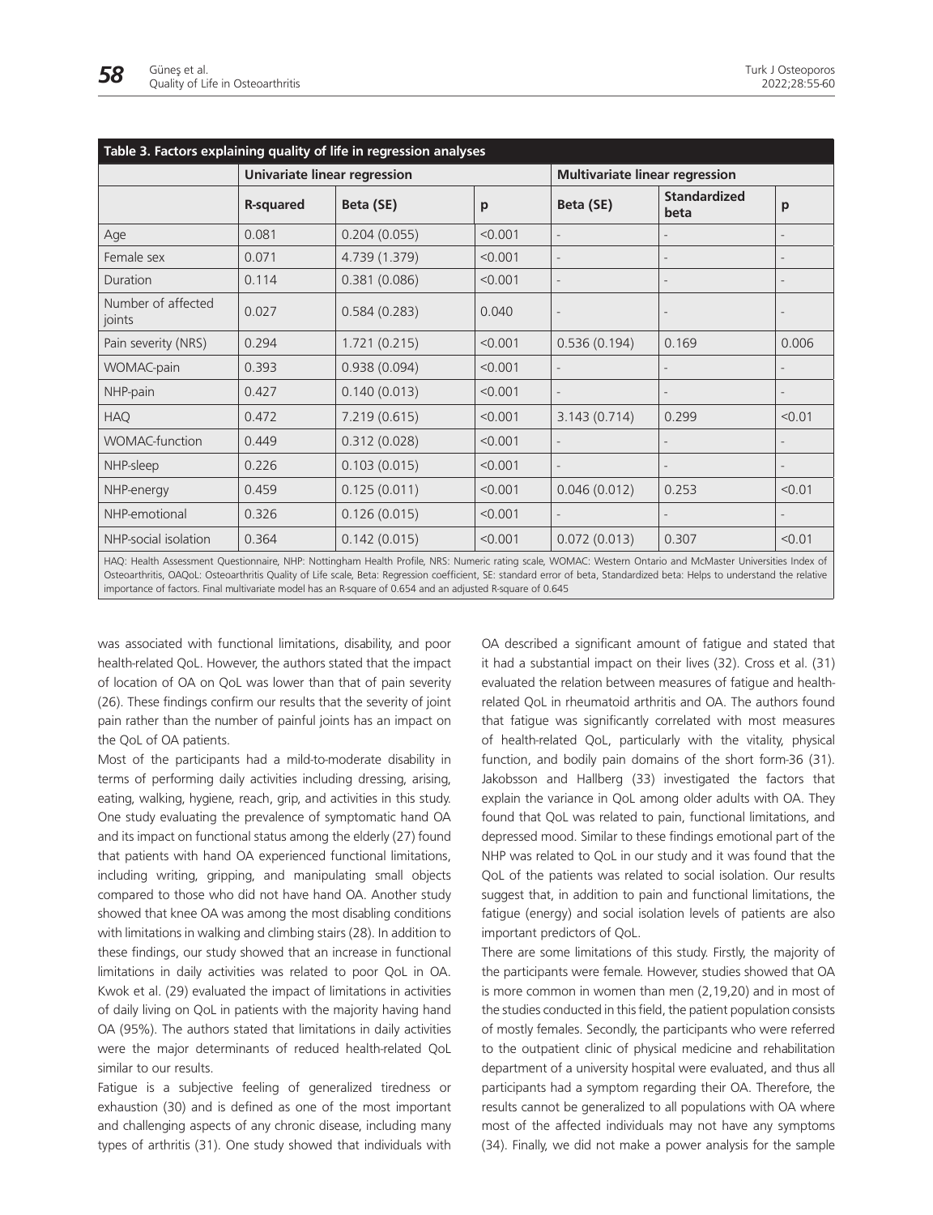**Table 3. Factors explaining quality of life in regression analyses**

| | Univariate linear regression | | | Multivariate linear regression | | |
|---|---|---|---|---|---|---|
| | R-squared | Beta (SE) | p | Beta (SE) | Standardized beta | p |
| Age | 0.081 | 0.204 (0.055) | <0.001 | - | - | - |
| Female sex | 0.071 | 4.739 (1.379) | <0.001 | - | - | - |
| Duration | 0.114 | 0.381 (0.086) | <0.001 | - | - | - |
| Number of affected joints | 0.027 | 0.584 (0.283) | 0.040 | - | - | - |
| Pain severity (NRS) | 0.294 | 1.721 (0.215) | <0.001 | 0.536 (0.194) | 0.169 | 0.006 |
| WOMAC-pain | 0.393 | 0.938 (0.094) | <0.001 | - | - | - |
| NHP-pain | 0.427 | 0.140 (0.013) | <0.001 | - | - | - |
| HAQ | 0.472 | 7.219 (0.615) | <0.001 | 3.143 (0.714) | 0.299 | <0.01 |
| WOMAC-function | 0.449 | 0.312 (0.028) | <0.001 | - | - | - |
| NHP-sleep | 0.226 | 0.103 (0.015) | <0.001 | - | - | - |
| NHP-energy | 0.459 | 0.125 (0.011) | <0.001 | 0.046 (0.012) | 0.253 | <0.01 |
| NHP-emotional | 0.326 | 0.126 (0.015) | <0.001 | - | - | - |
| NHP-social isolation | 0.364 | 0.142 (0.015) | <0.001 | 0.072 (0.013) | 0.307 | <0.01 |

HAQ: Health Assessment Questionnaire, NHP: Nottingham Health Profile, NRS: Numeric rating scale, WOMAC: Western Ontario and McMaster Universities Index of Osteoarthritis, OAQoL: Osteoarthritis Quality of Life scale, Beta: Regression coefficient, SE: standard error of beta, Standardized beta: Helps to understand the relative importance of factors. Final multivariate model has an R-square of 0.654 and an adjusted R-square of 0.645

was associated with functional limitations, disability, and poor health-related QoL. However, the authors stated that the impact of location of OA on QoL was lower than that of pain severity (26). These findings confirm our results that the severity of joint pain rather than the number of painful joints has an impact on the QoL of OA patients.

Most of the participants had a mild-to-moderate disability in terms of performing daily activities including dressing, arising, eating, walking, hygiene, reach, grip, and activities in this study. One study evaluating the prevalence of symptomatic hand OA and its impact on functional status among the elderly (27) found that patients with hand OA experienced functional limitations, including writing, gripping, and manipulating small objects compared to those who did not have hand OA. Another study showed that knee OA was among the most disabling conditions with limitations in walking and climbing stairs (28). In addition to these findings, our study showed that an increase in functional limitations in daily activities was related to poor QoL in OA. Kwok et al. (29) evaluated the impact of limitations in activities of daily living on QoL in patients with the majority having hand OA (95%). The authors stated that limitations in daily activities were the major determinants of reduced health-related QoL similar to our results.

Fatigue is a subjective feeling of generalized tiredness or exhaustion (30) and is defined as one of the most important and challenging aspects of any chronic disease, including many types of arthritis (31). One study showed that individuals with OA described a significant amount of fatigue and stated that it had a substantial impact on their lives (32). Cross et al. (31) evaluated the relation between measures of fatigue and health-related QoL in rheumatoid arthritis and OA. The authors found that fatigue was significantly correlated with most measures of health-related QoL, particularly with the vitality, physical function, and bodily pain domains of the short form-36 (31). Jakobsson and Hallberg (33) investigated the factors that explain the variance in QoL among older adults with OA. They found that QoL was related to pain, functional limitations, and depressed mood. Similar to these findings emotional part of the NHP was related to QoL in our study and it was found that the QoL of the patients was related to social isolation. Our results suggest that, in addition to pain and functional limitations, the fatigue (energy) and social isolation levels of patients are also important predictors of QoL.

There are some limitations of this study. Firstly, the majority of the participants were female. However, studies showed that OA is more common in women than men (2,19,20) and in most of the studies conducted in this field, the patient population consists of mostly females. Secondly, the participants who were referred to the outpatient clinic of physical medicine and rehabilitation department of a university hospital were evaluated, and thus all participants had a symptom regarding their OA. Therefore, the results cannot be generalized to all populations with OA where most of the affected individuals may not have any symptoms (34). Finally, we did not make a power analysis for the sample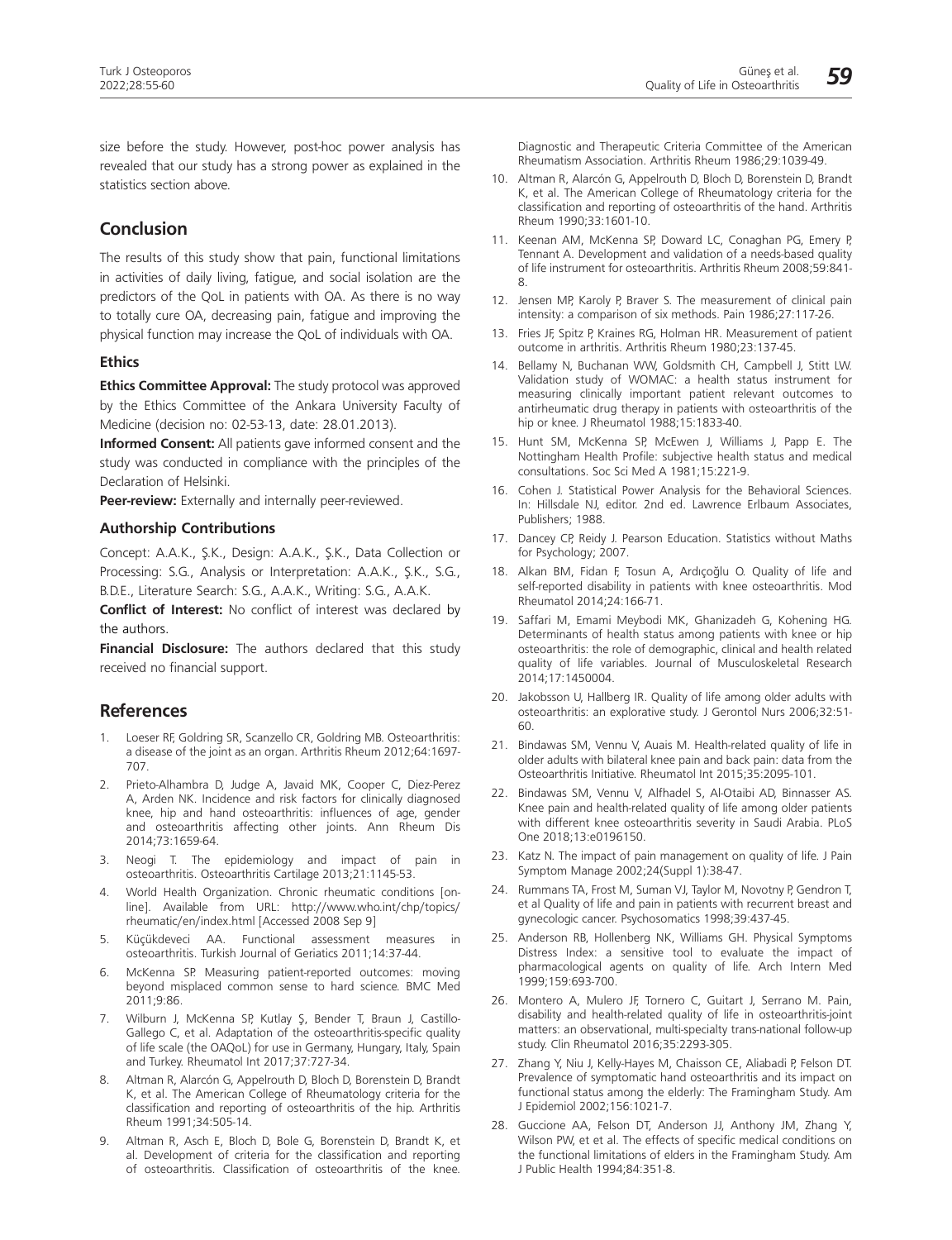size before the study. However, post-hoc power analysis has revealed that our study has a strong power as explained in the statistics section above.

## Conclusion

The results of this study show that pain, functional limitations in activities of daily living, fatigue, and social isolation are the predictors of the QoL in patients with OA. As there is no way to totally cure OA, decreasing pain, fatigue and improving the physical function may increase the QoL of individuals with OA.

### Ethics

**Ethics Committee Approval:** The study protocol was approved by the Ethics Committee of the Ankara University Faculty of Medicine (decision no: 02-53-13, date: 28.01.2013).

**Informed Consent:** All patients gave informed consent and the study was conducted in compliance with the principles of the Declaration of Helsinki.

**Peer-review:** Externally and internally peer-reviewed.

### Authorship Contributions

Concept: A.A.K., Ş.K., Design: A.A.K., Ş.K., Data Collection or Processing: S.G., Analysis or Interpretation: A.A.K., Ş.K., S.G., B.D.E., Literature Search: S.G., A.A.K., Writing: S.G., A.A.K.

**Conflict of Interest:** No conflict of interest was declared by the authors.

**Financial Disclosure:** The authors declared that this study received no financial support.

## References

1. Loeser RF, Goldring SR, Scanzello CR, Goldring MB. Osteoarthritis: a disease of the joint as an organ. Arthritis Rheum 2012;64:1697-707.
2. Prieto-Alhambra D, Judge A, Javaid MK, Cooper C, Diez-Perez A, Arden NK. Incidence and risk factors for clinically diagnosed knee, hip and hand osteoarthritis: influences of age, gender and osteoarthritis affecting other joints. Ann Rheum Dis 2014;73:1659-64.
3. Neogi T. The epidemiology and impact of pain in osteoarthritis. Osteoarthritis Cartilage 2013;21:1145-53.
4. World Health Organization. Chronic rheumatic conditions [online]. Available from URL: http://www.who.int/chp/topics/rheumatic/en/index.html [Accessed 2008 Sep 9]
5. Küçükdeveci AA. Functional assessment measures in osteoarthritis. Turkish Journal of Geriatics 2011;14:37-44.
6. McKenna SP. Measuring patient-reported outcomes: moving beyond misplaced common sense to hard science. BMC Med 2011;9:86.
7. Wilburn J, McKenna SP, Kutlay Ş, Bender T, Braun J, Castillo-Gallego C, et al. Adaptation of the osteoarthritis-specific quality of life scale (the OAQoL) for use in Germany, Hungary, Italy, Spain and Turkey. Rheumatol Int 2017;37:727-34.
8. Altman R, Alarcón G, Appelrouth D, Bloch D, Borenstein D, Brandt K, et al. The American College of Rheumatology criteria for the classification and reporting of osteoarthritis of the hip. Arthritis Rheum 1991;34:505-14.
9. Altman R, Asch E, Bloch D, Bole G, Borenstein D, Brandt K, et al. Development of criteria for the classification and reporting of osteoarthritis. Classification of osteoarthritis of the knee. Diagnostic and Therapeutic Criteria Committee of the American Rheumatism Association. Arthritis Rheum 1986;29:1039-49.
10. Altman R, Alarcón G, Appelrouth D, Bloch D, Borenstein D, Brandt K, et al. The American College of Rheumatology criteria for the classification and reporting of osteoarthritis of the hand. Arthritis Rheum 1990;33:1601-10.
11. Keenan AM, McKenna SP, Doward LC, Conaghan PG, Emery P, Tennant A. Development and validation of a needs-based quality of life instrument for osteoarthritis. Arthritis Rheum 2008;59:841-8.
12. Jensen MP, Karoly P, Braver S. The measurement of clinical pain intensity: a comparison of six methods. Pain 1986;27:117-26.
13. Fries JF, Spitz P, Kraines RG, Holman HR. Measurement of patient outcome in arthritis. Arthritis Rheum 1980;23:137-45.
14. Bellamy N, Buchanan WW, Goldsmith CH, Campbell J, Stitt LW. Validation study of WOMAC: a health status instrument for measuring clinically important patient relevant outcomes to antirheumatic drug therapy in patients with osteoarthritis of the hip or knee. J Rheumatol 1988;15:1833-40.
15. Hunt SM, McKenna SP, McEwen J, Williams J, Papp E. The Nottingham Health Profile: subjective health status and medical consultations. Soc Sci Med A 1981;15:221-9.
16. Cohen J. Statistical Power Analysis for the Behavioral Sciences. In: Hillsdale NJ, editor. 2nd ed. Lawrence Erlbaum Associates, Publishers; 1988.
17. Dancey CP, Reidy J. Pearson Education. Statistics without Maths for Psychology; 2007.
18. Alkan BM, Fidan F, Tosun A, Ardıçoğlu O. Quality of life and self-reported disability in patients with knee osteoarthritis. Mod Rheumatol 2014;24:166-71.
19. Saffari M, Emami Meybodi MK, Ghanizadeh G, Kohening HG. Determinants of health status among patients with knee or hip osteoarthritis: the role of demographic, clinical and health related quality of life variables. Journal of Musculoskeletal Research 2014;17:1450004.
20. Jakobsson U, Hallberg IR. Quality of life among older adults with osteoarthritis: an explorative study. J Gerontol Nurs 2006;32:51-60.
21. Bindawas SM, Vennu V, Auais M. Health-related quality of life in older adults with bilateral knee pain and back pain: data from the Osteoarthritis Initiative. Rheumatol Int 2015;35:2095-101.
22. Bindawas SM, Vennu V, Alfhadel S, Al-Otaibi AD, Binnasser AS. Knee pain and health-related quality of life among older patients with different knee osteoarthritis severity in Saudi Arabia. PLoS One 2018;13:e0196150.
23. Katz N. The impact of pain management on quality of life. J Pain Symptom Manage 2002;24(Suppl 1):38-47.
24. Rummans TA, Frost M, Suman VJ, Taylor M, Novotny P, Gendron T, et al Quality of life and pain in patients with recurrent breast and gynecologic cancer. Psychosomatics 1998;39:437-45.
25. Anderson RB, Hollenberg NK, Williams GH. Physical Symptoms Distress Index: a sensitive tool to evaluate the impact of pharmacological agents on quality of life. Arch Intern Med 1999;159:693-700.
26. Montero A, Mulero JF, Tornero C, Guitart J, Serrano M. Pain, disability and health-related quality of life in osteoarthritis-joint matters: an observational, multi-specialty trans-national follow-up study. Clin Rheumatol 2016;35:2293-305.
27. Zhang Y, Niu J, Kelly-Hayes M, Chaisson CE, Aliabadi P, Felson DT. Prevalence of symptomatic hand osteoarthritis and its impact on functional status among the elderly: The Framingham Study. Am J Epidemiol 2002;156:1021-7.
28. Guccione AA, Felson DT, Anderson JJ, Anthony JM, Zhang Y, Wilson PW, et al. The effects of specific medical conditions on the functional limitations of elders in the Framingham Study. Am J Public Health 1994;84:351-8.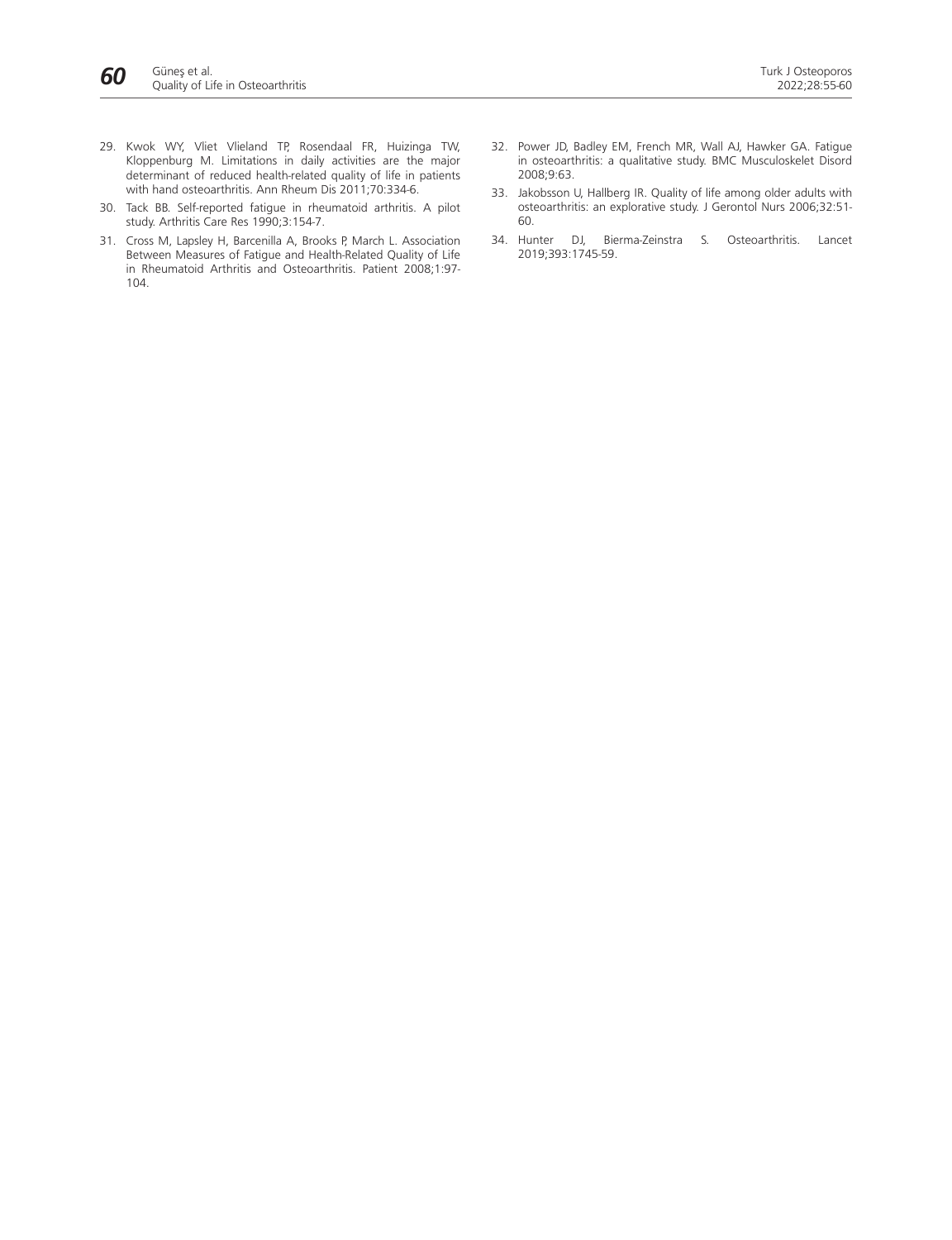29. Kwok WY, Vliet Vlieland TP, Rosendaal FR, Huizinga TW, Kloppenburg M. Limitations in daily activities are the major determinant of reduced health-related quality of life in patients with hand osteoarthritis. Ann Rheum Dis 2011;70:334-6.
30. Tack BB. Self-reported fatigue in rheumatoid arthritis. A pilot study. Arthritis Care Res 1990;3:154-7.
31. Cross M, Lapsley H, Barcenilla A, Brooks P, March L. Association Between Measures of Fatigue and Health-Related Quality of Life in Rheumatoid Arthritis and Osteoarthritis. Patient 2008;1:97-104.
32. Power JD, Badley EM, French MR, Wall AJ, Hawker GA. Fatigue in osteoarthritis: a qualitative study. BMC Musculoskelet Disord 2008;9:63.
33. Jakobsson U, Hallberg IR. Quality of life among older adults with osteoarthritis: an explorative study. J Gerontol Nurs 2006;32:51-60.
34. Hunter DJ, Bierma-Zeinstra S. Osteoarthritis. Lancet 2019;393:1745-59.